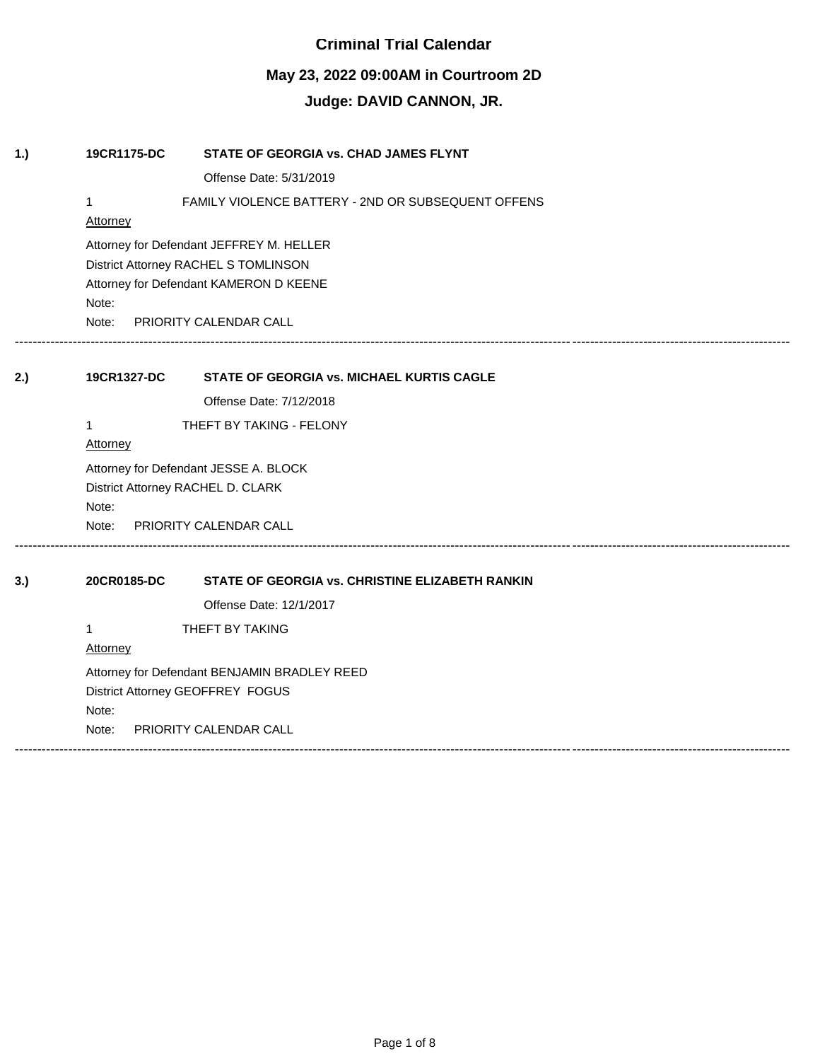# Criminal Trial Calendar

## May 23, 2022 09:00AM in Courtroom 2D

## Judge: DAVID CANNON, JR.

**1.)** **19CR1175-DC** **STATE OF GEORGIA vs. CHAD JAMES FLYNT**

Offense Date: 5/31/2019

1 FAMILY VIOLENCE BATTERY - 2ND OR SUBSEQUENT OFFENS

Attorney

Attorney for Defendant JEFFREY M. HELLER
District Attorney RACHEL S TOMLINSON
Attorney for Defendant KAMERON D KEENE
Note:
Note: PRIORITY CALENDAR CALL

---

**2.)** **19CR1327-DC** **STATE OF GEORGIA vs. MICHAEL KURTIS CAGLE**

Offense Date: 7/12/2018

1 THEFT BY TAKING - FELONY

Attorney

Attorney for Defendant JESSE A. BLOCK
District Attorney RACHEL D. CLARK
Note:
Note: PRIORITY CALENDAR CALL

---

**3.)** **20CR0185-DC** **STATE OF GEORGIA vs. CHRISTINE ELIZABETH RANKIN**

Offense Date: 12/1/2017

1 THEFT BY TAKING

Attorney

Attorney for Defendant BENJAMIN BRADLEY REED
District Attorney GEOFFREY FOGUS
Note:
Note: PRIORITY CALENDAR CALL

---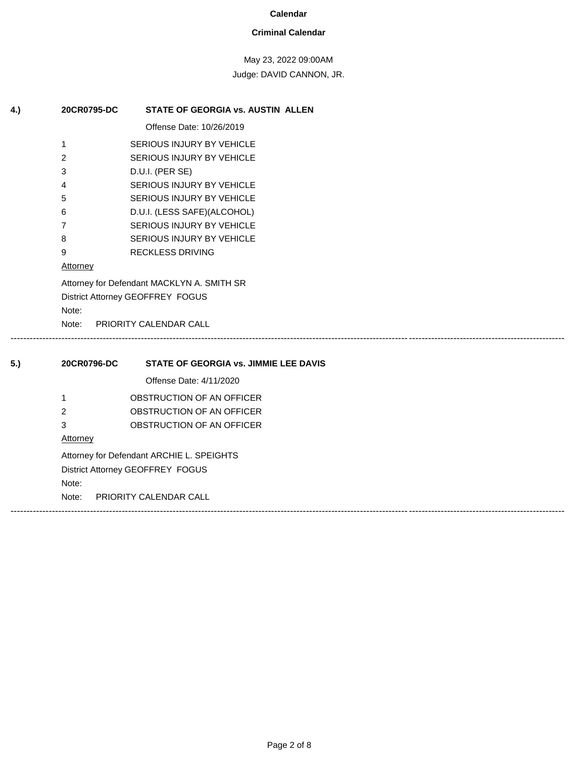**Calendar**

**Criminal Calendar**

May 23, 2022 09:00AM

Judge: DAVID CANNON, JR.

**4.)** **20CR0795-DC** **STATE OF GEORGIA vs. AUSTIN ALLEN**

Offense Date: 10/26/2019

| | |
|---|---|
| 1 | SERIOUS INJURY BY VEHICLE |
| 2 | SERIOUS INJURY BY VEHICLE |
| 3 | D.U.I. (PER SE) |
| 4 | SERIOUS INJURY BY VEHICLE |
| 5 | SERIOUS INJURY BY VEHICLE |
| 6 | D.U.I. (LESS SAFE)(ALCOHOL) |
| 7 | SERIOUS INJURY BY VEHICLE |
| 8 | SERIOUS INJURY BY VEHICLE |
| 9 | RECKLESS DRIVING |

Attorney

Attorney for Defendant MACKLYN A. SMITH SR

District Attorney GEOFFREY FOGUS

Note:

Note: PRIORITY CALENDAR CALL

---

**5.)** **20CR0796-DC** **STATE OF GEORGIA vs. JIMMIE LEE DAVIS**

Offense Date: 4/11/2020

| | |
|---|---|
| 1 | OBSTRUCTION OF AN OFFICER |
| 2 | OBSTRUCTION OF AN OFFICER |
| 3 | OBSTRUCTION OF AN OFFICER |

Attorney

Attorney for Defendant ARCHIE L. SPEIGHTS

District Attorney GEOFFREY FOGUS

Note:

Note: PRIORITY CALENDAR CALL

---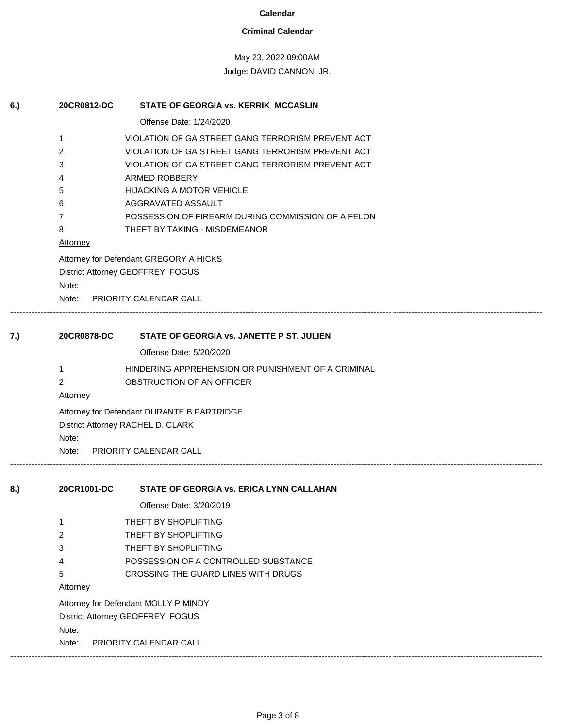**Calendar**

**Criminal Calendar**

May 23, 2022 09:00AM

Judge: DAVID CANNON, JR.

**6.) 20CR0812-DC STATE OF GEORGIA vs. KERRIK MCCASLIN**

Offense Date: 1/24/2020

1 VIOLATION OF GA STREET GANG TERRORISM PREVENT ACT
2 VIOLATION OF GA STREET GANG TERRORISM PREVENT ACT
3 VIOLATION OF GA STREET GANG TERRORISM PREVENT ACT
4 ARMED ROBBERY
5 HIJACKING A MOTOR VEHICLE
6 AGGRAVATED ASSAULT
7 POSSESSION OF FIREARM DURING COMMISSION OF A FELON
8 THEFT BY TAKING - MISDEMEANOR

Attorney

Attorney for Defendant GREGORY A HICKS
District Attorney GEOFFREY FOGUS
Note:
Note: PRIORITY CALENDAR CALL

---

**7.) 20CR0878-DC STATE OF GEORGIA vs. JANETTE P ST. JULIEN**

Offense Date: 5/20/2020

1 HINDERING APPREHENSION OR PUNISHMENT OF A CRIMINAL
2 OBSTRUCTION OF AN OFFICER

Attorney

Attorney for Defendant DURANTE B PARTRIDGE
District Attorney RACHEL D. CLARK
Note:
Note: PRIORITY CALENDAR CALL

---

**8.) 20CR1001-DC STATE OF GEORGIA vs. ERICA LYNN CALLAHAN**

Offense Date: 3/20/2019

1 THEFT BY SHOPLIFTING
2 THEFT BY SHOPLIFTING
3 THEFT BY SHOPLIFTING
4 POSSESSION OF A CONTROLLED SUBSTANCE
5 CROSSING THE GUARD LINES WITH DRUGS

Attorney

Attorney for Defendant MOLLY P MINDY
District Attorney GEOFFREY FOGUS
Note:
Note: PRIORITY CALENDAR CALL

---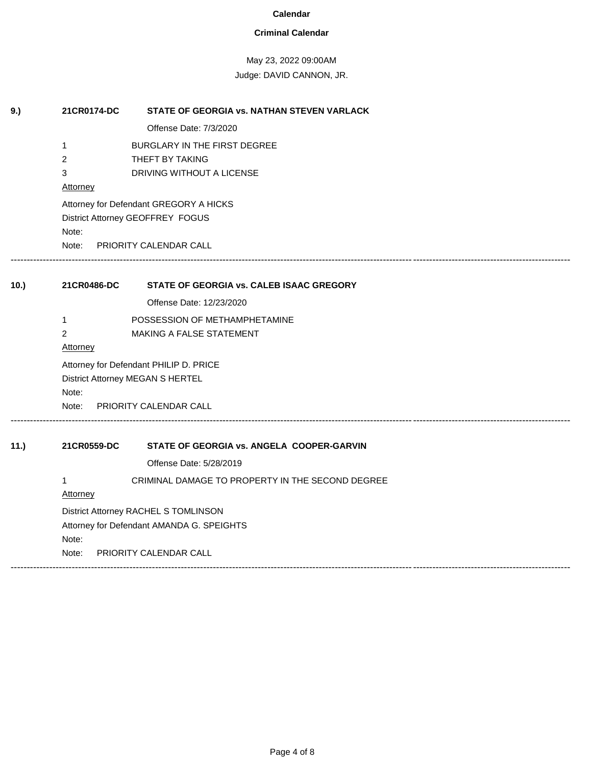**Calendar**

**Criminal Calendar**

May 23, 2022 09:00AM

Judge: DAVID CANNON, JR.

**9.) 21CR0174-DC STATE OF GEORGIA vs. NATHAN STEVEN VARLACK**

Offense Date: 7/3/2020

1 BURGLARY IN THE FIRST DEGREE

2 THEFT BY TAKING

3 DRIVING WITHOUT A LICENSE

Attorney

Attorney for Defendant GREGORY A HICKS

District Attorney GEOFFREY FOGUS

Note:

Note: PRIORITY CALENDAR CALL

---

**10.) 21CR0486-DC STATE OF GEORGIA vs. CALEB ISAAC GREGORY**

Offense Date: 12/23/2020

1 POSSESSION OF METHAMPHETAMINE

2 MAKING A FALSE STATEMENT

Attorney

Attorney for Defendant PHILIP D. PRICE

District Attorney MEGAN S HERTEL

Note:

Note: PRIORITY CALENDAR CALL

---

**11.) 21CR0559-DC STATE OF GEORGIA vs. ANGELA COOPER-GARVIN**

Offense Date: 5/28/2019

1 CRIMINAL DAMAGE TO PROPERTY IN THE SECOND DEGREE

Attorney

District Attorney RACHEL S TOMLINSON

Attorney for Defendant AMANDA G. SPEIGHTS

Note:

Note: PRIORITY CALENDAR CALL

---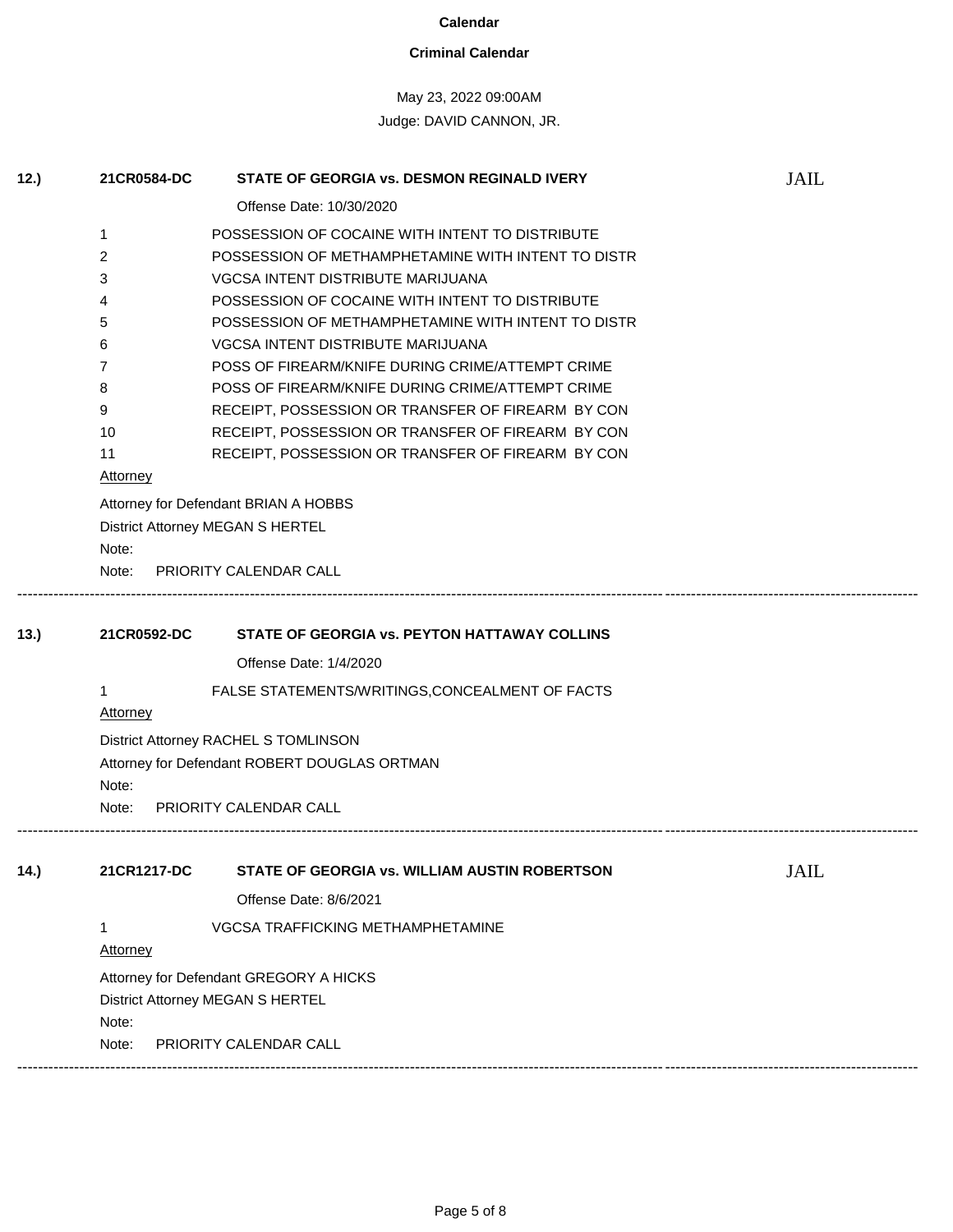**Calendar**

**Criminal Calendar**

May 23, 2022 09:00AM

Judge: DAVID CANNON, JR.

**12.)** **21CR0584-DC** **STATE OF GEORGIA vs. DESMON REGINALD IVERY** JAIL

Offense Date: 10/30/2020

1 POSSESSION OF COCAINE WITH INTENT TO DISTRIBUTE
2 POSSESSION OF METHAMPHETAMINE WITH INTENT TO DISTR
3 VGCSA INTENT DISTRIBUTE MARIJUANA
4 POSSESSION OF COCAINE WITH INTENT TO DISTRIBUTE
5 POSSESSION OF METHAMPHETAMINE WITH INTENT TO DISTR
6 VGCSA INTENT DISTRIBUTE MARIJUANA
7 POSS OF FIREARM/KNIFE DURING CRIME/ATTEMPT CRIME
8 POSS OF FIREARM/KNIFE DURING CRIME/ATTEMPT CRIME
9 RECEIPT, POSSESSION OR TRANSFER OF FIREARM BY CON
10 RECEIPT, POSSESSION OR TRANSFER OF FIREARM BY CON
11 RECEIPT, POSSESSION OR TRANSFER OF FIREARM BY CON

Attorney

Attorney for Defendant BRIAN A HOBBS
District Attorney MEGAN S HERTEL
Note:
Note: PRIORITY CALENDAR CALL

---

**13.)** **21CR0592-DC** **STATE OF GEORGIA vs. PEYTON HATTAWAY COLLINS**

Offense Date: 1/4/2020

1 FALSE STATEMENTS/WRITINGS,CONCEALMENT OF FACTS

Attorney

District Attorney RACHEL S TOMLINSON
Attorney for Defendant ROBERT DOUGLAS ORTMAN
Note:
Note: PRIORITY CALENDAR CALL

---

**14.)** **21CR1217-DC** **STATE OF GEORGIA vs. WILLIAM AUSTIN ROBERTSON** JAIL

Offense Date: 8/6/2021

1 VGCSA TRAFFICKING METHAMPHETAMINE

Attorney

Attorney for Defendant GREGORY A HICKS
District Attorney MEGAN S HERTEL
Note:
Note: PRIORITY CALENDAR CALL

---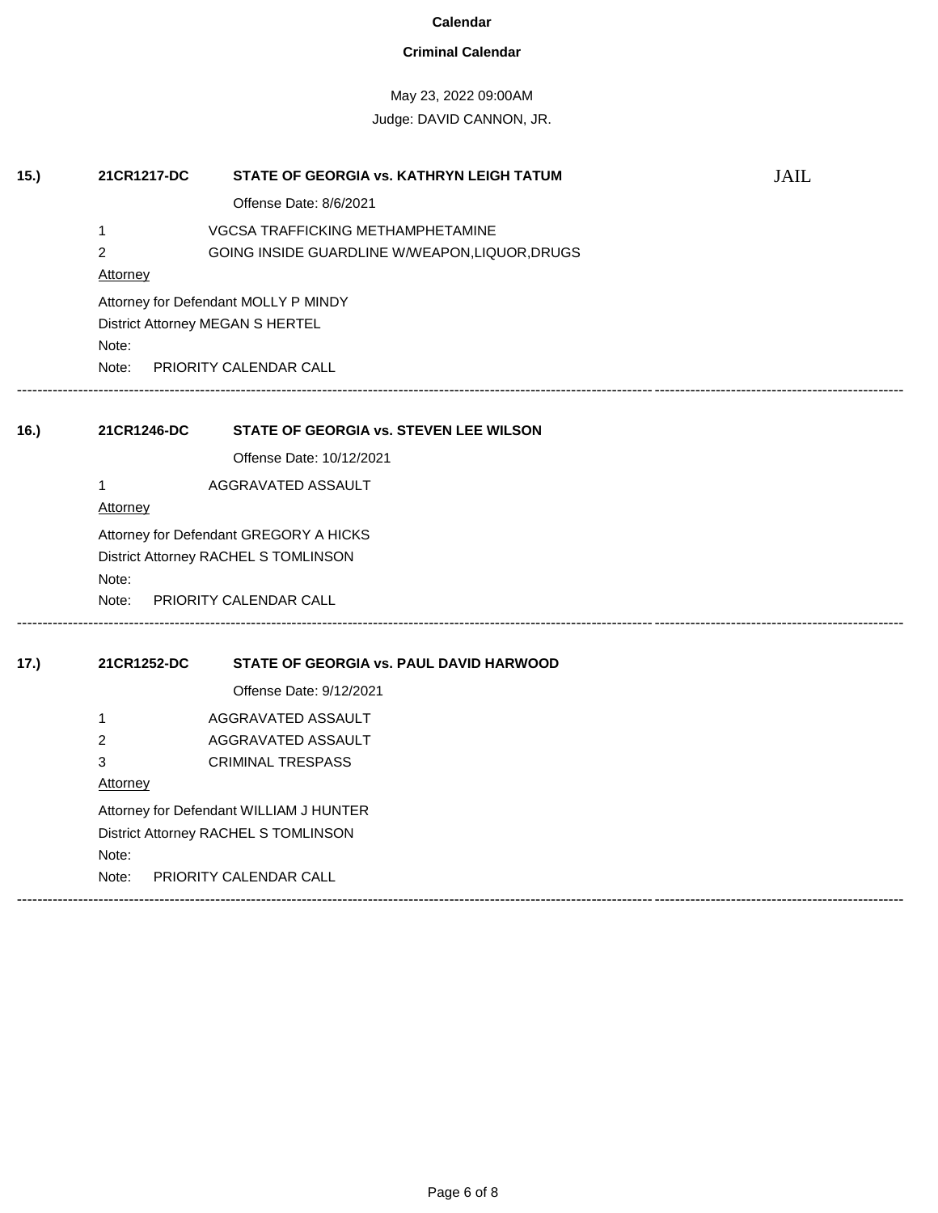**Calendar**

**Criminal Calendar**

May 23, 2022 09:00AM

Judge: DAVID CANNON, JR.

**15.)** **21CR1217-DC** **STATE OF GEORGIA vs. KATHRYN LEIGH TATUM** JAIL

Offense Date: 8/6/2021

1 VGCSA TRAFFICKING METHAMPHETAMINE

2 GOING INSIDE GUARDLINE W/WEAPON,LIQUOR,DRUGS

Attorney

Attorney for Defendant MOLLY P MINDY

District Attorney MEGAN S HERTEL

Note:

Note: PRIORITY CALENDAR CALL

---

**16.)** **21CR1246-DC** **STATE OF GEORGIA vs. STEVEN LEE WILSON**

Offense Date: 10/12/2021

1 AGGRAVATED ASSAULT

Attorney

Attorney for Defendant GREGORY A HICKS

District Attorney RACHEL S TOMLINSON

Note:

Note: PRIORITY CALENDAR CALL

---

**17.)** **21CR1252-DC** **STATE OF GEORGIA vs. PAUL DAVID HARWOOD**

Offense Date: 9/12/2021

1 AGGRAVATED ASSAULT

2 AGGRAVATED ASSAULT

3 CRIMINAL TRESPASS

Attorney

Attorney for Defendant WILLIAM J HUNTER

District Attorney RACHEL S TOMLINSON

Note:

Note: PRIORITY CALENDAR CALL

---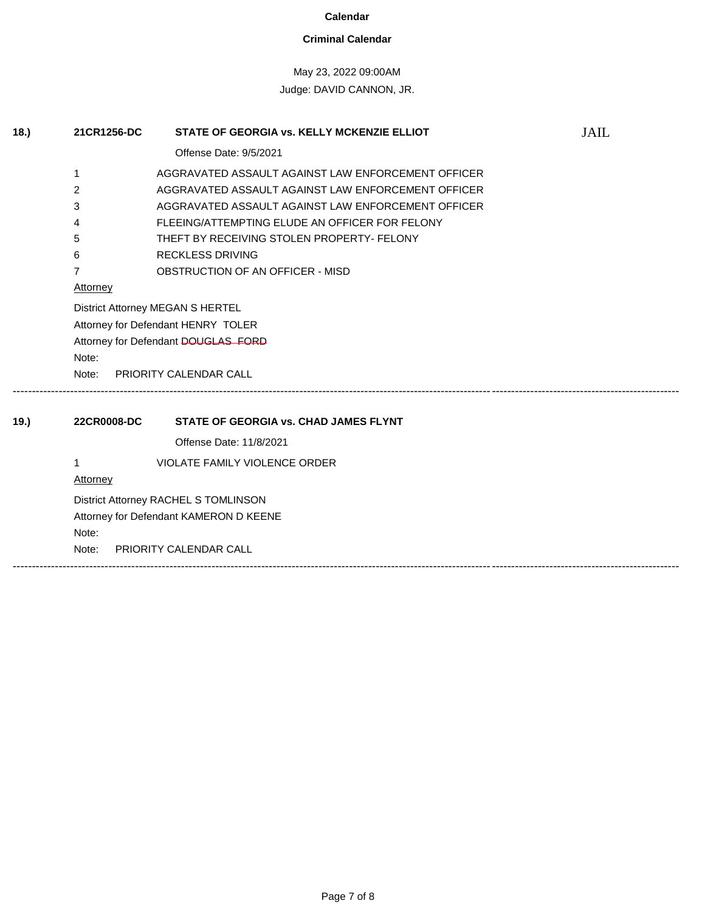**Calendar**

**Criminal Calendar**

May 23, 2022 09:00AM

Judge: DAVID CANNON, JR.

**18.)** **21CR1256-DC** **STATE OF GEORGIA vs. KELLY MCKENZIE ELLIOT** JAIL

Offense Date: 9/5/2021

1 AGGRAVATED ASSAULT AGAINST LAW ENFORCEMENT OFFICER
2 AGGRAVATED ASSAULT AGAINST LAW ENFORCEMENT OFFICER
3 AGGRAVATED ASSAULT AGAINST LAW ENFORCEMENT OFFICER
4 FLEEING/ATTEMPTING ELUDE AN OFFICER FOR FELONY
5 THEFT BY RECEIVING STOLEN PROPERTY- FELONY
6 RECKLESS DRIVING
7 OBSTRUCTION OF AN OFFICER - MISD

Attorney

District Attorney MEGAN S HERTEL
Attorney for Defendant HENRY TOLER
Attorney for Defendant ~~DOUGLAS FORD~~
Note:
Note: PRIORITY CALENDAR CALL

---

**19.)** **22CR0008-DC** **STATE OF GEORGIA vs. CHAD JAMES FLYNT**

Offense Date: 11/8/2021

1 VIOLATE FAMILY VIOLENCE ORDER

Attorney

District Attorney RACHEL S TOMLINSON
Attorney for Defendant KAMERON D KEENE
Note:
Note: PRIORITY CALENDAR CALL

---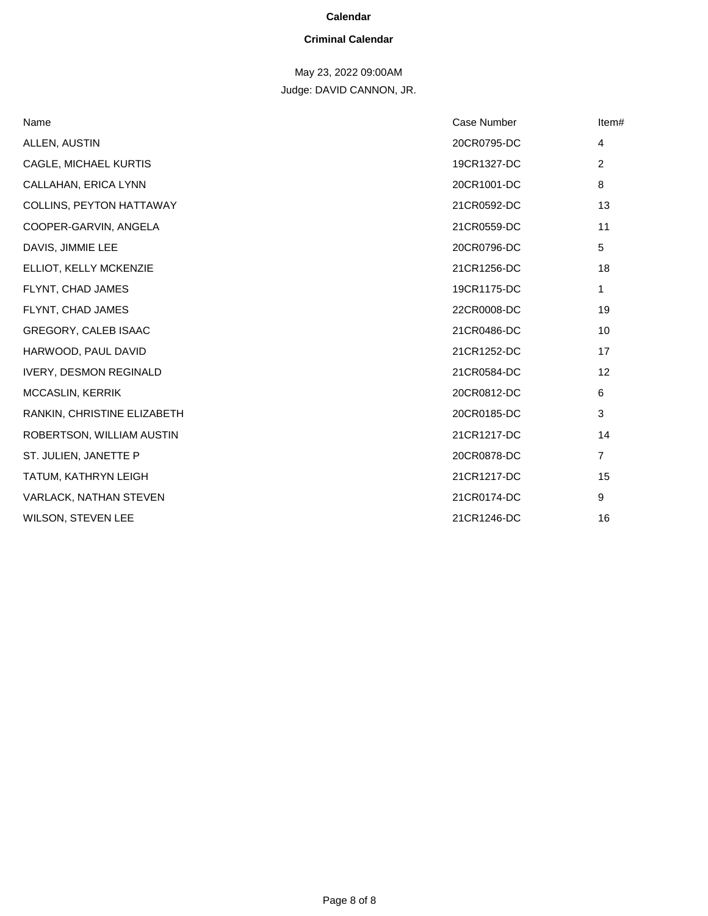**Calendar**

**Criminal Calendar**

May 23, 2022 09:00AM

Judge: DAVID CANNON, JR.

| Name | Case Number | Item# |
|---|---|---|
| ALLEN, AUSTIN | 20CR0795-DC | 4 |
| CAGLE, MICHAEL KURTIS | 19CR1327-DC | 2 |
| CALLAHAN, ERICA LYNN | 20CR1001-DC | 8 |
| COLLINS, PEYTON HATTAWAY | 21CR0592-DC | 13 |
| COOPER-GARVIN, ANGELA | 21CR0559-DC | 11 |
| DAVIS, JIMMIE LEE | 20CR0796-DC | 5 |
| ELLIOT, KELLY MCKENZIE | 21CR1256-DC | 18 |
| FLYNT, CHAD JAMES | 19CR1175-DC | 1 |
| FLYNT, CHAD JAMES | 22CR0008-DC | 19 |
| GREGORY, CALEB ISAAC | 21CR0486-DC | 10 |
| HARWOOD, PAUL DAVID | 21CR1252-DC | 17 |
| IVERY, DESMON REGINALD | 21CR0584-DC | 12 |
| MCCASLIN, KERRIK | 20CR0812-DC | 6 |
| RANKIN, CHRISTINE ELIZABETH | 20CR0185-DC | 3 |
| ROBERTSON, WILLIAM AUSTIN | 21CR1217-DC | 14 |
| ST. JULIEN, JANETTE P | 20CR0878-DC | 7 |
| TATUM, KATHRYN LEIGH | 21CR1217-DC | 15 |
| VARLACK, NATHAN STEVEN | 21CR0174-DC | 9 |
| WILSON, STEVEN LEE | 21CR1246-DC | 16 |